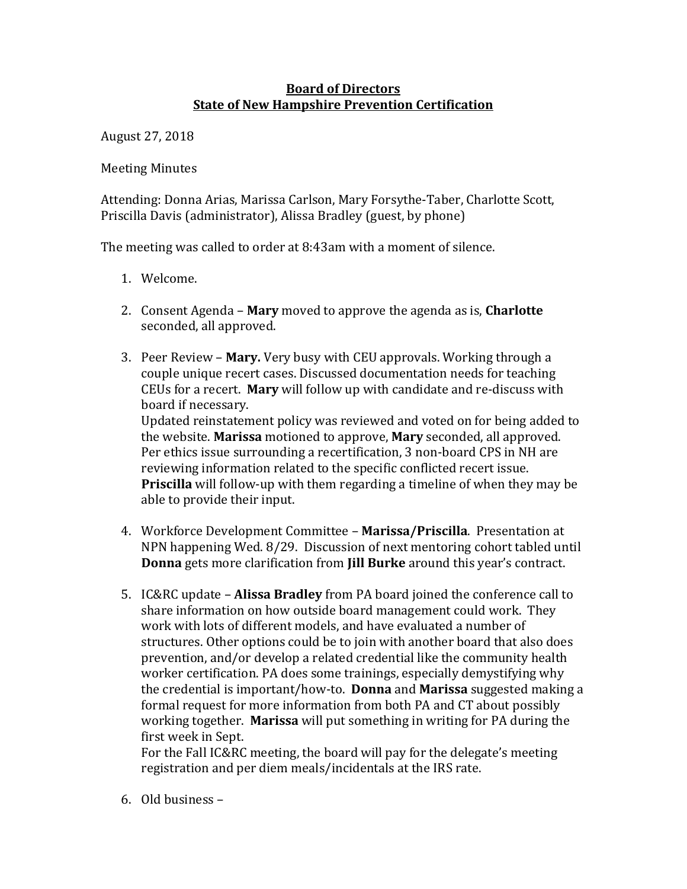**<u>Board of Directors</u>**
**<u>State of New Hampshire Prevention Certification</u>**

August 27, 2018

Meeting Minutes

Attending: Donna Arias, Marissa Carlson, Mary Forsythe-Taber, Charlotte Scott, Priscilla Davis (administrator), Alissa Bradley (guest, by phone)

The meeting was called to order at 8:43am with a moment of silence.

1. Welcome.

2. Consent Agenda – **Mary** moved to approve the agenda as is, **Charlotte** seconded, all approved.

3. Peer Review – **Mary.** Very busy with CEU approvals. Working through a couple unique recert cases. Discussed documentation needs for teaching CEUs for a recert. **Mary** will follow up with candidate and re-discuss with board if necessary.
   Updated reinstatement policy was reviewed and voted on for being added to the website. **Marissa** motioned to approve, **Mary** seconded, all approved.
   Per ethics issue surrounding a recertification, 3 non-board CPS in NH are reviewing information related to the specific conflicted recert issue. **Priscilla** will follow-up with them regarding a timeline of when they may be able to provide their input.

4. Workforce Development Committee – **Marissa/Priscilla**. Presentation at NPN happening Wed. 8/29. Discussion of next mentoring cohort tabled until **Donna** gets more clarification from **Jill Burke** around this year's contract.

5. IC&RC update – **Alissa Bradley** from PA board joined the conference call to share information on how outside board management could work. They work with lots of different models, and have evaluated a number of structures. Other options could be to join with another board that also does prevention, and/or develop a related credential like the community health worker certification. PA does some trainings, especially demystifying why the credential is important/how-to. **Donna** and **Marissa** suggested making a formal request for more information from both PA and CT about possibly working together. **Marissa** will put something in writing for PA during the first week in Sept.
   For the Fall IC&RC meeting, the board will pay for the delegate's meeting registration and per diem meals/incidentals at the IRS rate.

6. Old business –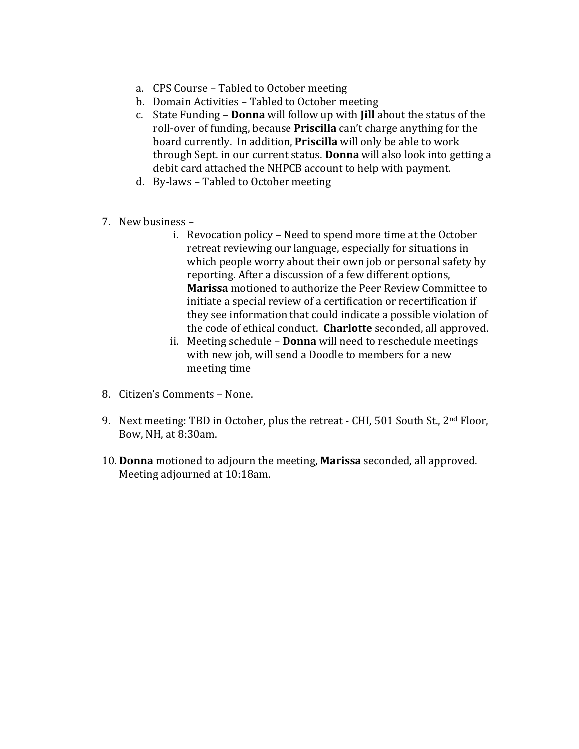a. CPS Course – Tabled to October meeting
b. Domain Activities – Tabled to October meeting
c. State Funding – **Donna** will follow up with **Jill** about the status of the roll-over of funding, because **Priscilla** can't charge anything for the board currently. In addition, **Priscilla** will only be able to work through Sept. in our current status. **Donna** will also look into getting a debit card attached the NHPCB account to help with payment.
d. By-laws – Tabled to October meeting

7. New business –
   i. Revocation policy – Need to spend more time at the October retreat reviewing our language, especially for situations in which people worry about their own job or personal safety by reporting. After a discussion of a few different options, **Marissa** motioned to authorize the Peer Review Committee to initiate a special review of a certification or recertification if they see information that could indicate a possible violation of the code of ethical conduct. **Charlotte** seconded, all approved.
   ii. Meeting schedule – **Donna** will need to reschedule meetings with new job, will send a Doodle to members for a new meeting time

8. Citizen's Comments – None.

9. Next meeting: TBD in October, plus the retreat - CHI, 501 South St., 2nd Floor, Bow, NH, at 8:30am.

10. **Donna** motioned to adjourn the meeting, **Marissa** seconded, all approved. Meeting adjourned at 10:18am.